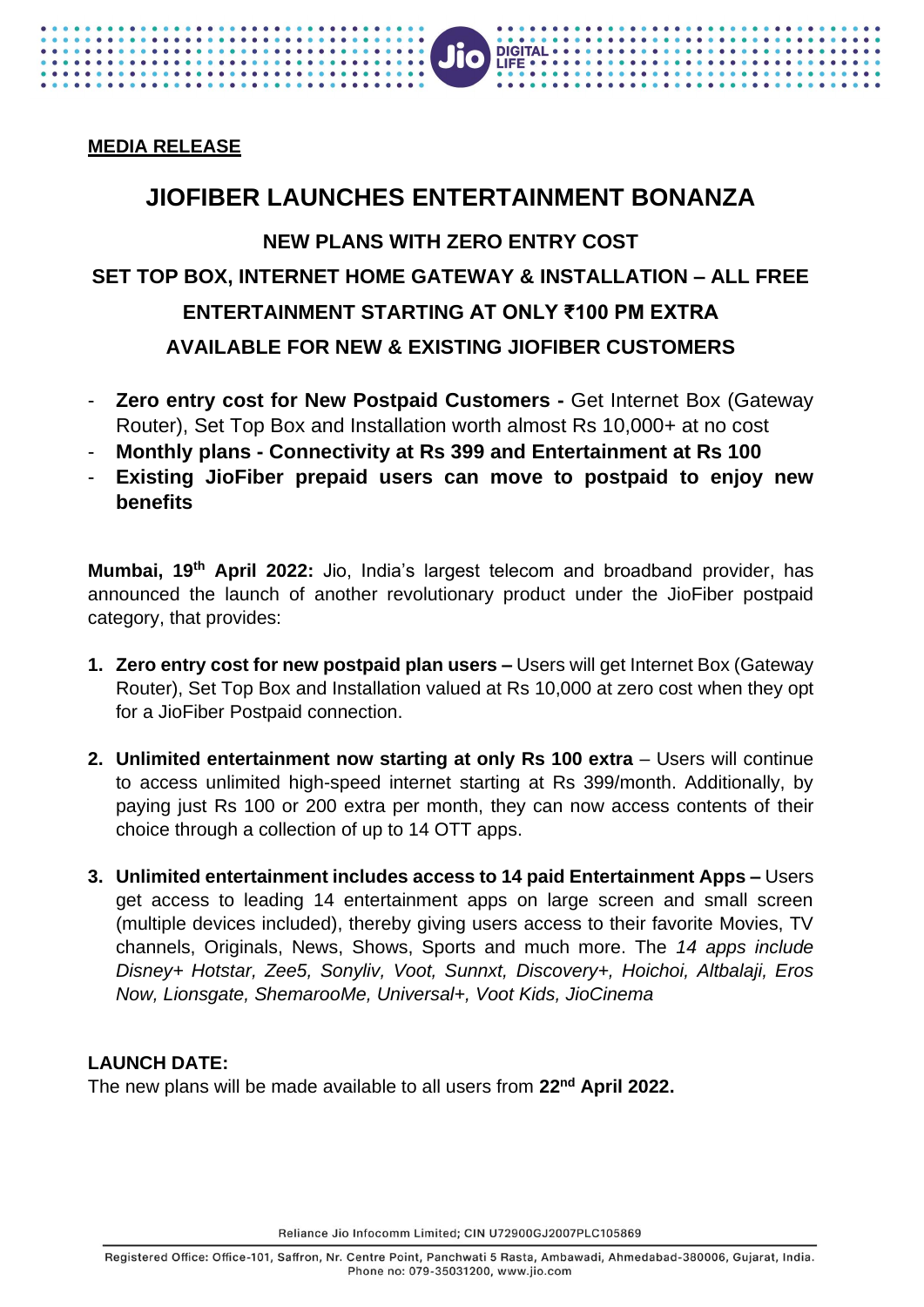**MEDIA RELEASE**

# JIOFIBER LAUNCHES ENTERTAINMENT BONANZA

## NEW PLANS WITH ZERO ENTRY COST

## SET TOP BOX, INTERNET HOME GATEWAY & INSTALLATION – ALL FREE

## ENTERTAINMENT STARTING AT ONLY ₹100 PM EXTRA

## AVAILABLE FOR NEW & EXISTING JIOFIBER CUSTOMERS

- **Zero entry cost for New Postpaid Customers -** Get Internet Box (Gateway Router), Set Top Box and Installation worth almost Rs 10,000+ at no cost
- **Monthly plans - Connectivity at Rs 399 and Entertainment at Rs 100**
- **Existing JioFiber prepaid users can move to postpaid to enjoy new benefits**

**Mumbai, 19th April 2022:** Jio, India's largest telecom and broadband provider, has announced the launch of another revolutionary product under the JioFiber postpaid category, that provides:

1. **Zero entry cost for new postpaid plan users –** Users will get Internet Box (Gateway Router), Set Top Box and Installation valued at Rs 10,000 at zero cost when they opt for a JioFiber Postpaid connection.

2. **Unlimited entertainment now starting at only Rs 100 extra** – Users will continue to access unlimited high-speed internet starting at Rs 399/month. Additionally, by paying just Rs 100 or 200 extra per month, they can now access contents of their choice through a collection of up to 14 OTT apps.

3. **Unlimited entertainment includes access to 14 paid Entertainment Apps –** Users get access to leading 14 entertainment apps on large screen and small screen (multiple devices included), thereby giving users access to their favorite Movies, TV channels, Originals, News, Shows, Sports and much more. The *14 apps include Disney+ Hotstar, Zee5, Sonyliv, Voot, Sunnxt, Discovery+, Hoichoi, Altbalaji, Eros Now, Lionsgate, ShemarooMe, Universal+, Voot Kids, JioCinema*

**LAUNCH DATE:**

The new plans will be made available to all users from **22nd April 2022.**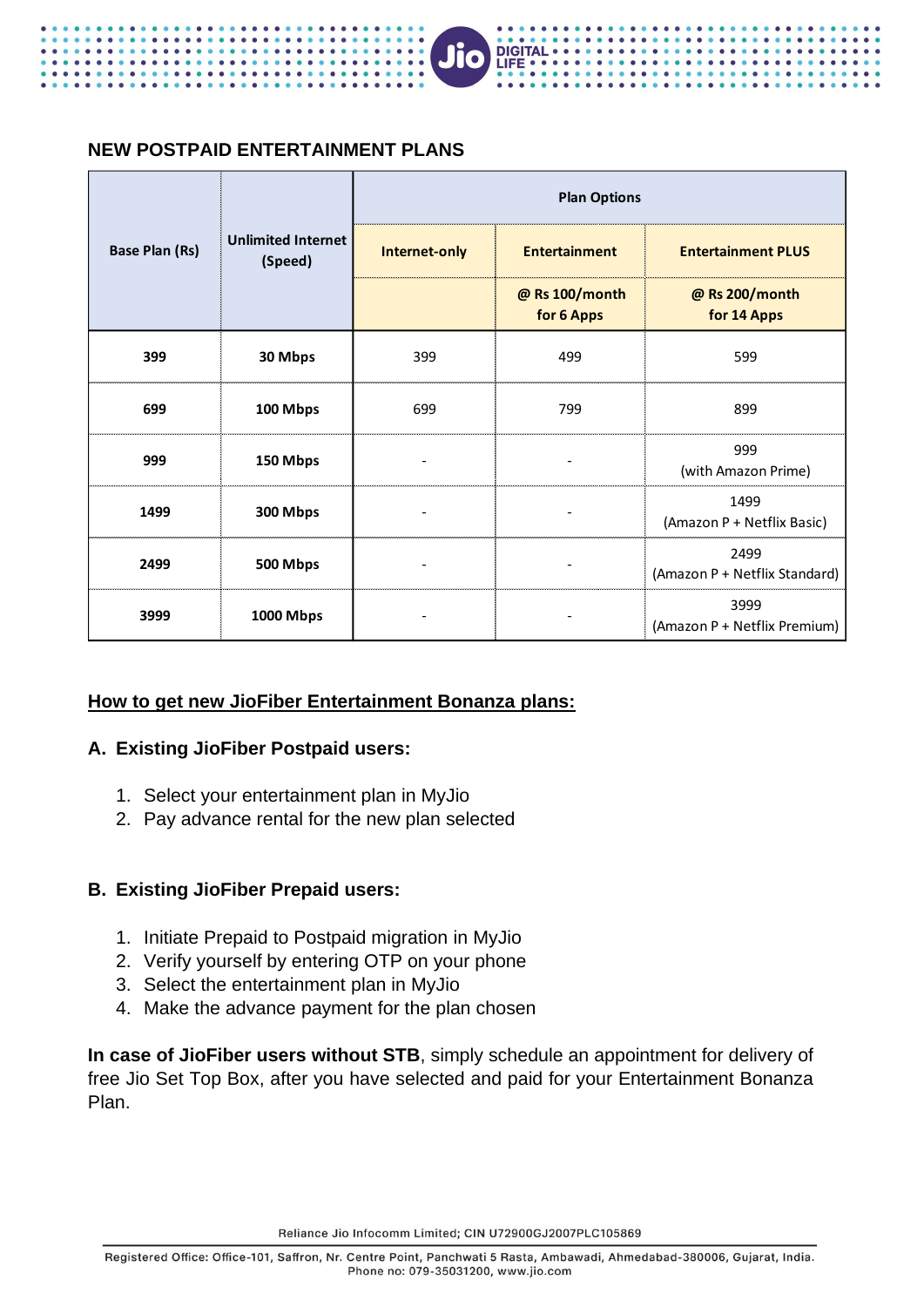## NEW POSTPAID ENTERTAINMENT PLANS

| Base Plan (Rs) | Unlimited Internet (Speed) | Plan Options | | |
|---|---|---|---|---|
| | | Internet-only | Entertainment | Entertainment PLUS |
| | | | @ Rs 100/month for 6 Apps | @ Rs 200/month for 14 Apps |
| 399 | 30 Mbps | 399 | 499 | 599 |
| 699 | 100 Mbps | 699 | 799 | 899 |
| 999 | 150 Mbps | - | - | 999 (with Amazon Prime) |
| 1499 | 300 Mbps | - | - | 1499 (Amazon P + Netflix Basic) |
| 2499 | 500 Mbps | - | - | 2499 (Amazon P + Netflix Standard) |
| 3999 | 1000 Mbps | - | - | 3999 (Amazon P + Netflix Premium) |

### How to get new JioFiber Entertainment Bonanza plans:

#### A. Existing JioFiber Postpaid users:

1. Select your entertainment plan in MyJio
2. Pay advance rental for the new plan selected

#### B. Existing JioFiber Prepaid users:

1. Initiate Prepaid to Postpaid migration in MyJio
2. Verify yourself by entering OTP on your phone
3. Select the entertainment plan in MyJio
4. Make the advance payment for the plan chosen

**In case of JioFiber users without STB**, simply schedule an appointment for delivery of free Jio Set Top Box, after you have selected and paid for your Entertainment Bonanza Plan.

Reliance Jio Infocomm Limited; CIN U72900GJ2007PLC105869

Registered Office: Office-101, Saffron, Nr. Centre Point, Panchwati 5 Rasta, Ambawadi, Ahmedabad-380006, Gujarat, India.
Phone no: 079-35031200, www.jio.com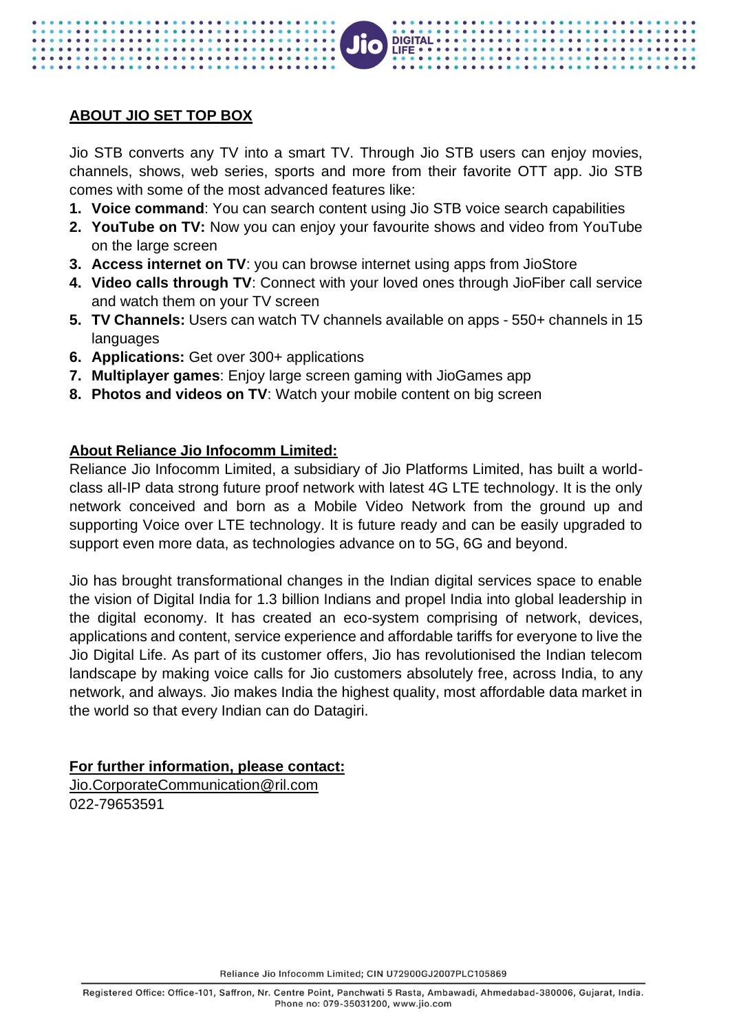## ABOUT JIO SET TOP BOX

Jio STB converts any TV into a smart TV. Through Jio STB users can enjoy movies, channels, shows, web series, sports and more from their favorite OTT app. Jio STB comes with some of the most advanced features like:

1. **Voice command**: You can search content using Jio STB voice search capabilities
2. **YouTube on TV:** Now you can enjoy your favourite shows and video from YouTube on the large screen
3. **Access internet on TV**: you can browse internet using apps from JioStore
4. **Video calls through TV**: Connect with your loved ones through JioFiber call service and watch them on your TV screen
5. **TV Channels:** Users can watch TV channels available on apps - 550+ channels in 15 languages
6. **Applications:** Get over 300+ applications
7. **Multiplayer games**: Enjoy large screen gaming with JioGames app
8. **Photos and videos on TV**: Watch your mobile content on big screen

### About Reliance Jio Infocomm Limited:

Reliance Jio Infocomm Limited, a subsidiary of Jio Platforms Limited, has built a world-class all-IP data strong future proof network with latest 4G LTE technology. It is the only network conceived and born as a Mobile Video Network from the ground up and supporting Voice over LTE technology. It is future ready and can be easily upgraded to support even more data, as technologies advance on to 5G, 6G and beyond.

Jio has brought transformational changes in the Indian digital services space to enable the vision of Digital India for 1.3 billion Indians and propel India into global leadership in the digital economy. It has created an eco-system comprising of network, devices, applications and content, service experience and affordable tariffs for everyone to live the Jio Digital Life. As part of its customer offers, Jio has revolutionised the Indian telecom landscape by making voice calls for Jio customers absolutely free, across India, to any network, and always. Jio makes India the highest quality, most affordable data market in the world so that every Indian can do Datagiri.

### For further information, please contact:

Jio.CorporateCommunication@ril.com
022-79653591